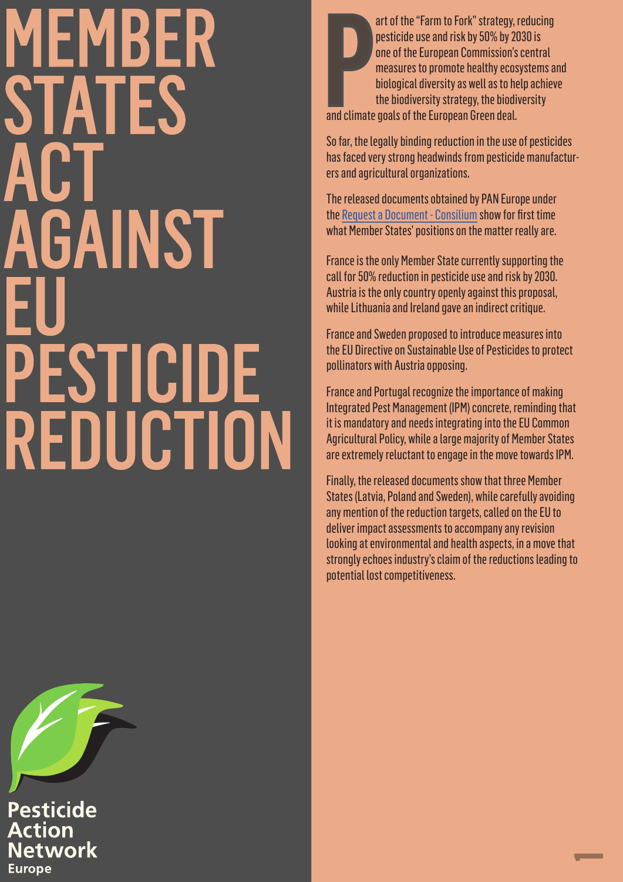# MEMBER STATES ACT AGAINST EU PESTICIDE REDUCTION

Part of the "Farm to Fork" strategy, reducing pesticide use and risk by 50% by 2030 is one of the European Commission's central measures to promote healthy ecosystems and biological diversity as well as to help achieve the biodiversity strategy, the biodiversity and climate goals of the European Green deal.

So far, the legally binding reduction in the use of pesticides has faced very strong headwinds from pesticide manufacturers and agricultural organizations.

The released documents obtained by PAN Europe under the [Request a Document - Consilium] show for first time what Member States' positions on the matter really are.

France is the only Member State currently supporting the call for 50% reduction in pesticide use and risk by 2030. Austria is the only country openly against this proposal, while Lithuania and Ireland gave an indirect critique.

France and Sweden proposed to introduce measures into the EU Directive on Sustainable Use of Pesticides to protect pollinators with Austria opposing.

France and Portugal recognize the importance of making Integrated Pest Management (IPM) concrete, reminding that it is mandatory and needs integrating into the EU Common Agricultural Policy, while a large majority of Member States are extremely reluctant to engage in the move towards IPM.

Finally, the released documents show that three Member States (Latvia, Poland and Sweden), while carefully avoiding any mention of the reduction targets, called on the EU to deliver impact assessments to accompany any revision looking at environmental and health aspects, in a move that strongly echoes industry's claim of the reductions leading to potential lost competitiveness.

Pesticide Action Network Europe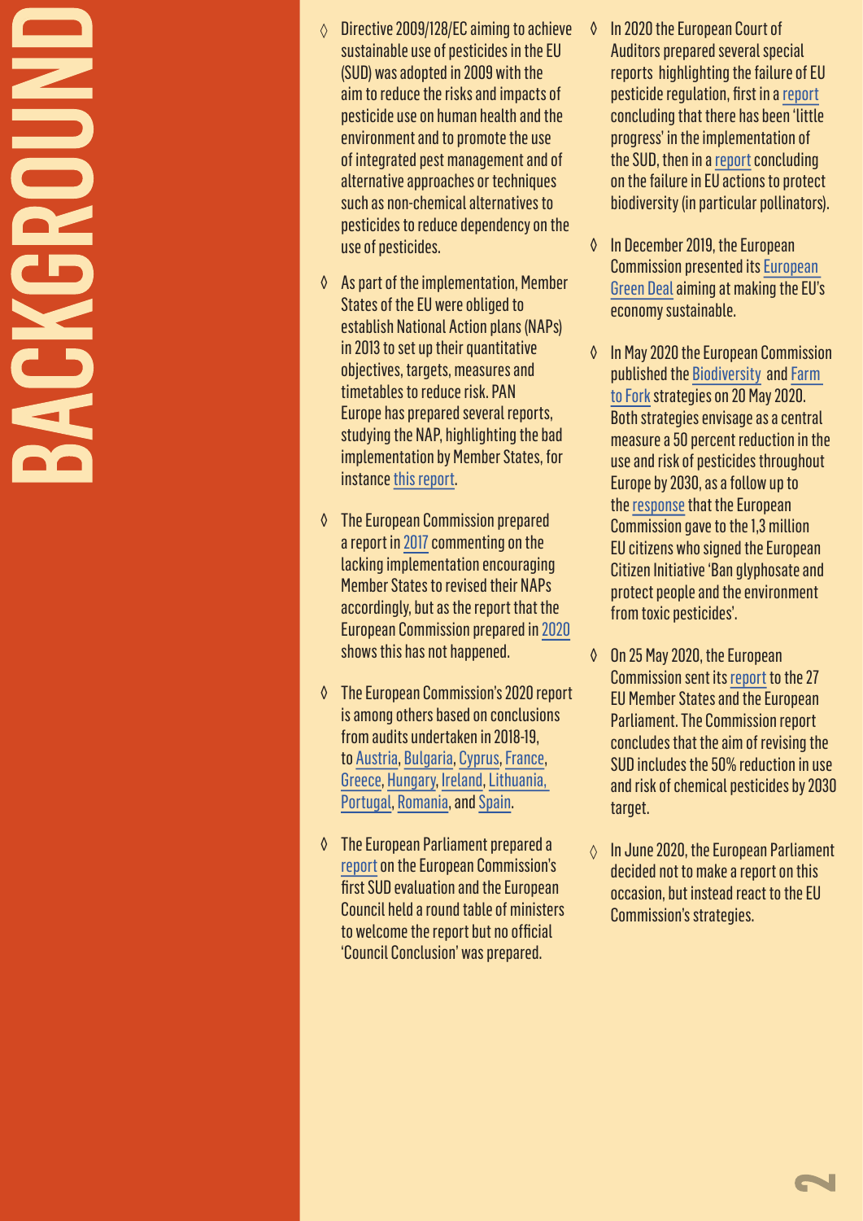# BACKGROUND

- Directive 2009/128/EC aiming to achieve sustainable use of pesticides in the EU (SUD) was adopted in 2009 with the aim to reduce the risks and impacts of pesticide use on human health and the environment and to promote the use of integrated pest management and of alternative approaches or techniques such as non-chemical alternatives to pesticides to reduce dependency on the use of pesticides.

- As part of the implementation, Member States of the EU were obliged to establish National Action plans (NAPs) in 2013 to set up their quantitative objectives, targets, measures and timetables to reduce risk. PAN Europe has prepared several reports, studying the NAP, highlighting the bad implementation by Member States, for instance this report.

- The European Commission prepared a report in 2017 commenting on the lacking implementation encouraging Member States to revised their NAPs accordingly, but as the report that the European Commission prepared in 2020 shows this has not happened.

- The European Commission's 2020 report is among others based on conclusions from audits undertaken in 2018-19, to Austria, Bulgaria, Cyprus, France, Greece, Hungary, Ireland, Lithuania, Portugal, Romania, and Spain.

- The European Parliament prepared a report on the European Commission's first SUD evaluation and the European Council held a round table of ministers to welcome the report but no official 'Council Conclusion' was prepared.

- In 2020 the European Court of Auditors prepared several special reports highlighting the failure of EU pesticide regulation, first in a report concluding that there has been 'little progress' in the implementation of the SUD, then in a report concluding on the failure in EU actions to protect biodiversity (in particular pollinators).

- In December 2019, the European Commission presented its European Green Deal aiming at making the EU's economy sustainable.

- In May 2020 the European Commission published the Biodiversity and Farm to Fork strategies on 20 May 2020. Both strategies envisage as a central measure a 50 percent reduction in the use and risk of pesticides throughout Europe by 2030, as a follow up to the response that the European Commission gave to the 1,3 million EU citizens who signed the European Citizen Initiative 'Ban glyphosate and protect people and the environment from toxic pesticides'.

- On 25 May 2020, the European Commission sent its report to the 27 EU Member States and the European Parliament. The Commission report concludes that the aim of revising the SUD includes the 50% reduction in use and risk of chemical pesticides by 2030 target.

- In June 2020, the European Parliament decided not to make a report on this occasion, but instead react to the EU Commission's strategies.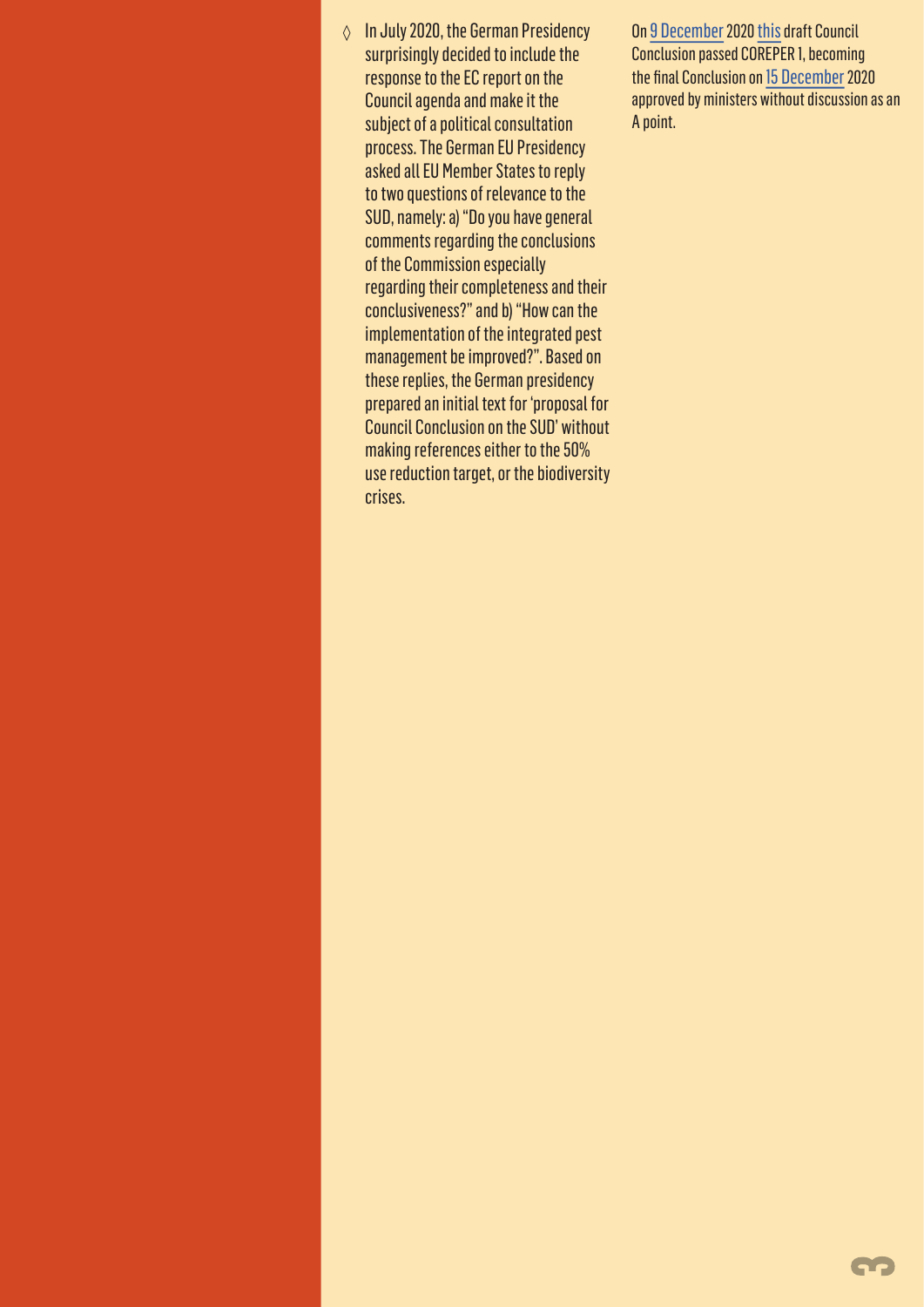◊ In July 2020, the German Presidency surprisingly decided to include the response to the EC report on the Council agenda and make it the subject of a political consultation process. The German EU Presidency asked all EU Member States to reply to two questions of relevance to the SUD, namely: a) "Do you have general comments regarding the conclusions of the Commission especially regarding their completeness and their conclusiveness?" and b) "How can the implementation of the integrated pest management be improved?". Based on these replies, the German presidency prepared an initial text for 'proposal for Council Conclusion on the SUD' without making references either to the 50% use reduction target, or the biodiversity crises.

On 9 December 2020 this draft Council Conclusion passed COREPER 1, becoming the final Conclusion on 15 December 2020 approved by ministers without discussion as an A point.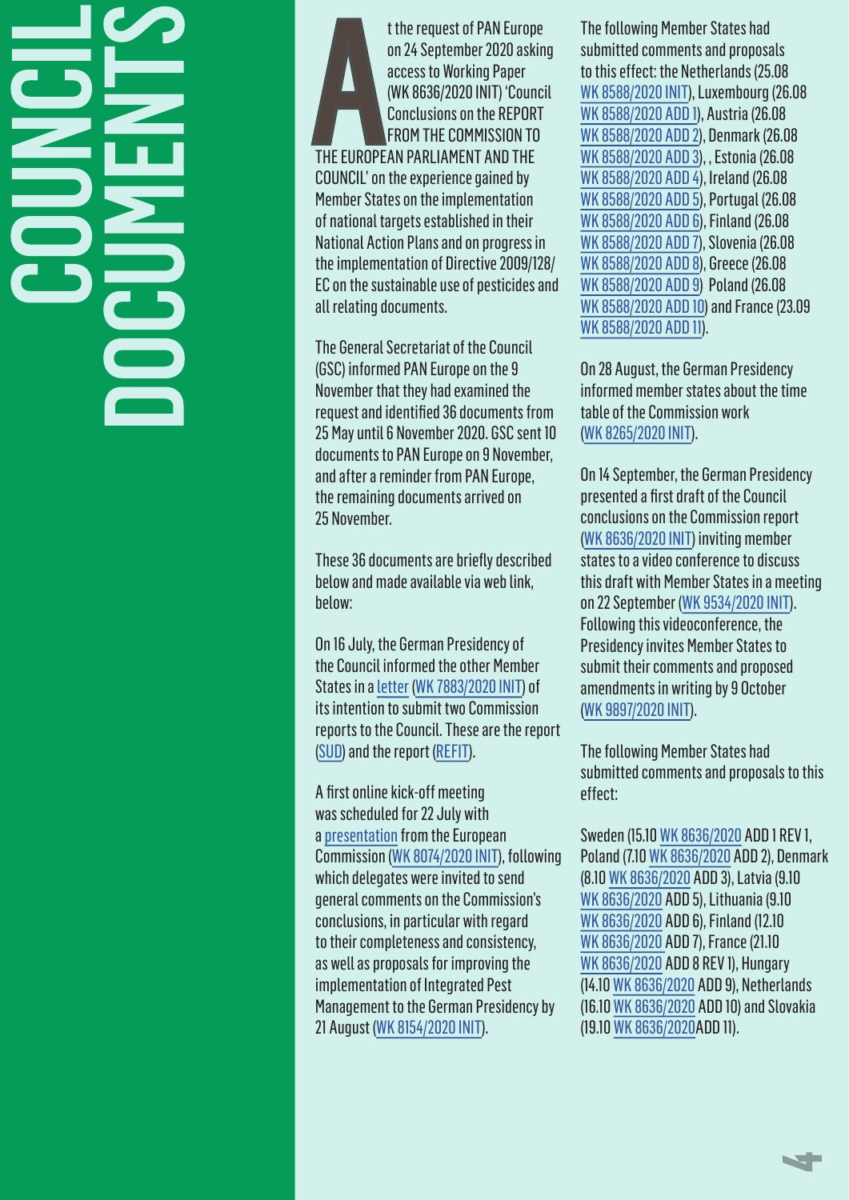# COUNCIL DOCUMENTS

At the request of PAN Europe on 24 September 2020 asking access to Working Paper (WK 8636/2020 INIT) 'Council Conclusions on the REPORT FROM THE COMMISSION TO THE EUROPEAN PARLIAMENT AND THE COUNCIL' on the experience gained by Member States on the implementation of national targets established in their National Action Plans and on progress in the implementation of Directive 2009/128/EC on the sustainable use of pesticides and all relating documents.

The General Secretariat of the Council (GSC) informed PAN Europe on the 9 November that they had examined the request and identified 36 documents from 25 May until 6 November 2020. GSC sent 10 documents to PAN Europe on 9 November, and after a reminder from PAN Europe, the remaining documents arrived on 25 November.

These 36 documents are briefly described below and made available via web link, below:

On 16 July, the German Presidency of the Council informed the other Member States in a letter (WK 7883/2020 INIT) of its intention to submit two Commission reports to the Council. These are the report (SUD) and the report (REFIT).

A first online kick-off meeting was scheduled for 22 July with a presentation from the European Commission (WK 8074/2020 INIT), following which delegates were invited to send general comments on the Commission's conclusions, in particular with regard to their completeness and consistency, as well as proposals for improving the implementation of Integrated Pest Management to the German Presidency by 21 August (WK 8154/2020 INIT).

The following Member States had submitted comments and proposals to this effect: the Netherlands (25.08 WK 8588/2020 INIT), Luxembourg (26.08 WK 8588/2020 ADD 1), Austria (26.08 WK 8588/2020 ADD 2), Denmark (26.08 WK 8588/2020 ADD 3), , Estonia (26.08 WK 8588/2020 ADD 4), Ireland (26.08 WK 8588/2020 ADD 5), Portugal (26.08 WK 8588/2020 ADD 6), Finland (26.08 WK 8588/2020 ADD 7), Slovenia (26.08 WK 8588/2020 ADD 8), Greece (26.08 WK 8588/2020 ADD 9) Poland (26.08 WK 8588/2020 ADD 10) and France (23.09 WK 8588/2020 ADD 11).

On 28 August, the German Presidency informed member states about the time table of the Commission work (WK 8265/2020 INIT).

On 14 September, the German Presidency presented a first draft of the Council conclusions on the Commission report (WK 8636/2020 INIT) inviting member states to a video conference to discuss this draft with Member States in a meeting on 22 September (WK 9534/2020 INIT). Following this videoconference, the Presidency invites Member States to submit their comments and proposed amendments in writing by 9 October (WK 9897/2020 INIT).

The following Member States had submitted comments and proposals to this effect:

Sweden (15.10 WK 8636/2020 ADD 1 REV 1, Poland (7.10 WK 8636/2020 ADD 2), Denmark (8.10 WK 8636/2020 ADD 3), Latvia (9.10 WK 8636/2020 ADD 5), Lithuania (9.10 WK 8636/2020 ADD 6), Finland (12.10 WK 8636/2020 ADD 7), France (21.10 WK 8636/2020 ADD 8 REV 1), Hungary (14.10 WK 8636/2020 ADD 9), Netherlands (16.10 WK 8636/2020 ADD 10) and Slovakia (19.10 WK 8636/2020ADD 11).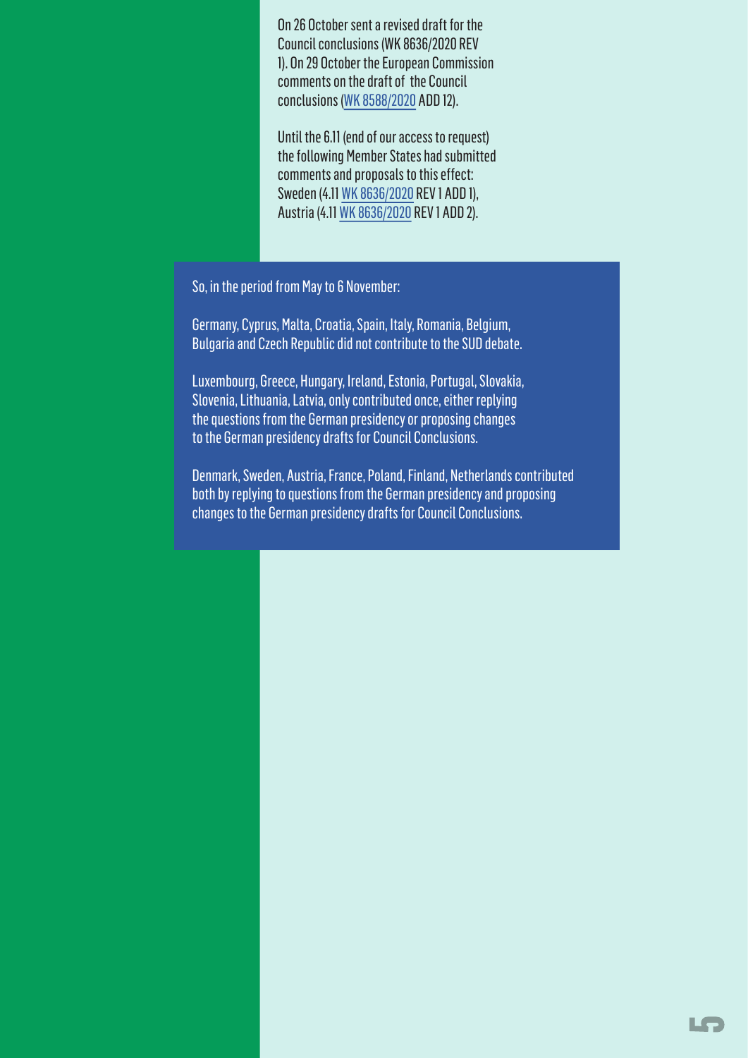On 26 October sent a revised draft for the Council conclusions (WK 8636/2020 REV 1). On 29 October the European Commission comments on the draft of the Council conclusions (WK 8588/2020 ADD 12).

Until the 6.11 (end of our access to request) the following Member States had submitted comments and proposals to this effect: Sweden (4.11 WK 8636/2020 REV 1 ADD 1), Austria (4.11 WK 8636/2020 REV 1 ADD 2).

So, in the period from May to 6 November:

Germany, Cyprus, Malta, Croatia, Spain, Italy, Romania, Belgium, Bulgaria and Czech Republic did not contribute to the SUD debate.

Luxembourg, Greece, Hungary, Ireland, Estonia, Portugal, Slovakia, Slovenia, Lithuania, Latvia, only contributed once, either replying the questions from the German presidency or proposing changes to the German presidency drafts for Council Conclusions.

Denmark, Sweden, Austria, France, Poland, Finland, Netherlands contributed both by replying to questions from the German presidency and proposing changes to the German presidency drafts for Council Conclusions.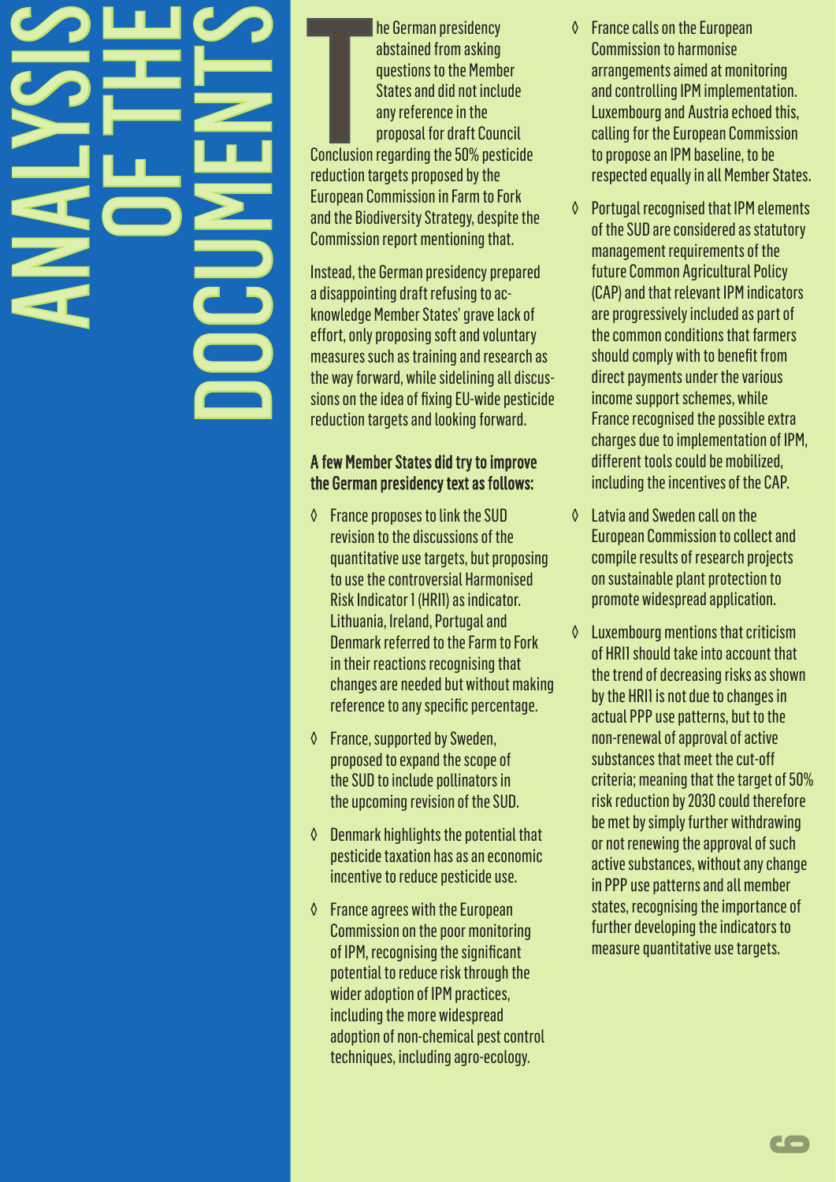# ANALYSIS OF THE DOCUMENTS

The German presidency abstained from asking questions to the Member States and did not include any reference in the proposal for draft Council Conclusion regarding the 50% pesticide reduction targets proposed by the European Commission in Farm to Fork and the Biodiversity Strategy, despite the Commission report mentioning that.

Instead, the German presidency prepared a disappointing draft refusing to acknowledge Member States' grave lack of effort, only proposing soft and voluntary measures such as training and research as the way forward, while sidelining all discussions on the idea of fixing EU-wide pesticide reduction targets and looking forward.

**A few Member States did try to improve the German presidency text as follows:**

- France proposes to link the SUD revision to the discussions of the quantitative use targets, but proposing to use the controversial Harmonised Risk Indicator 1 (HRI1) as indicator. Lithuania, Ireland, Portugal and Denmark referred to the Farm to Fork in their reactions recognising that changes are needed but without making reference to any specific percentage.
- France, supported by Sweden, proposed to expand the scope of the SUD to include pollinators in the upcoming revision of the SUD.
- Denmark highlights the potential that pesticide taxation has as an economic incentive to reduce pesticide use.
- France agrees with the European Commission on the poor monitoring of IPM, recognising the significant potential to reduce risk through the wider adoption of IPM practices, including the more widespread adoption of non-chemical pest control techniques, including agro-ecology.
- France calls on the European Commission to harmonise arrangements aimed at monitoring and controlling IPM implementation. Luxembourg and Austria echoed this, calling for the European Commission to propose an IPM baseline, to be respected equally in all Member States.
- Portugal recognised that IPM elements of the SUD are considered as statutory management requirements of the future Common Agricultural Policy (CAP) and that relevant IPM indicators are progressively included as part of the common conditions that farmers should comply with to benefit from direct payments under the various income support schemes, while France recognised the possible extra charges due to implementation of IPM, different tools could be mobilized, including the incentives of the CAP.
- Latvia and Sweden call on the European Commission to collect and compile results of research projects on sustainable plant protection to promote widespread application.
- Luxembourg mentions that criticism of HRI1 should take into account that the trend of decreasing risks as shown by the HRI1 is not due to changes in actual PPP use patterns, but to the non-renewal of approval of active substances that meet the cut-off criteria; meaning that the target of 50% risk reduction by 2030 could therefore be met by simply further withdrawing or not renewing the approval of such active substances, without any change in PPP use patterns and all member states, recognising the importance of further developing the indicators to measure quantitative use targets.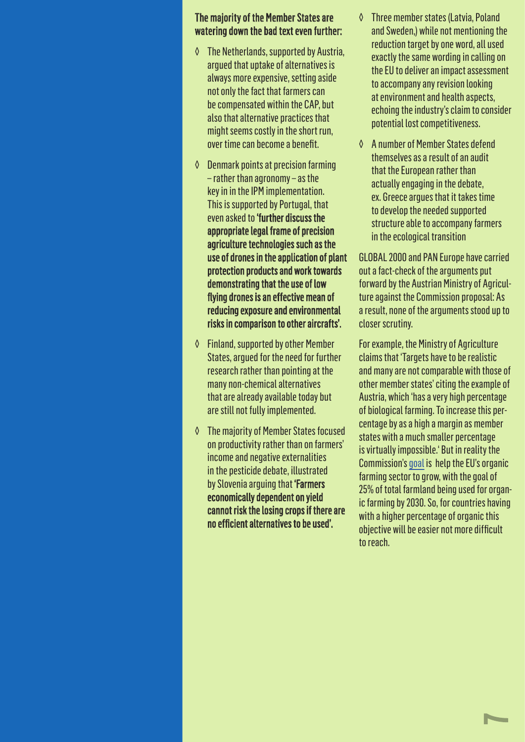**The majority of the Member States are watering down the bad text even further:**

- The Netherlands, supported by Austria, argued that uptake of alternatives is always more expensive, setting aside not only the fact that farmers can be compensated within the CAP, but also that alternative practices that might seems costly in the short run, over time can become a benefit.
- Denmark points at precision farming – rather than agronomy – as the key in in the IPM implementation. This is supported by Portugal, that even asked to **'further discuss the appropriate legal frame of precision agriculture technologies such as the use of drones in the application of plant protection products and work towards demonstrating that the use of low flying drones is an effective mean of reducing exposure and environmental risks in comparison to other aircrafts'.**
- Finland, supported by other Member States, argued for the need for further research rather than pointing at the many non-chemical alternatives that are already available today but are still not fully implemented.
- The majority of Member States focused on productivity rather than on farmers' income and negative externalities in the pesticide debate, illustrated by Slovenia arguing that **'Farmers economically dependent on yield cannot risk the losing crops if there are no efficient alternatives to be used'.**
- Three member states (Latvia, Poland and Sweden,) while not mentioning the reduction target by one word, all used exactly the same wording in calling on the EU to deliver an impact assessment to accompany any revision looking at environment and health aspects, echoing the industry's claim to consider potential lost competitiveness.
- A number of Member States defend themselves as a result of an audit that the European rather than actually engaging in the debate, ex. Greece argues that it takes time to develop the needed supported structure able to accompany farmers in the ecological transition

GLOBAL 2000 and PAN Europe have carried out a fact-check of the arguments put forward by the Austrian Ministry of Agriculture against the Commission proposal: As a result, none of the arguments stood up to closer scrutiny.

For example, the Ministry of Agriculture claims that 'Targets have to be realistic and many are not comparable with those of other member states' citing the example of Austria, which 'has a very high percentage of biological farming. To increase this percentage by as a high a margin as member states with a much smaller percentage is virtually impossible.' But in reality the Commission's goal is help the EU's organic farming sector to grow, with the goal of 25% of total farmland being used for organic farming by 2030. So, for countries having with a higher percentage of organic this objective will be easier not more difficult to reach.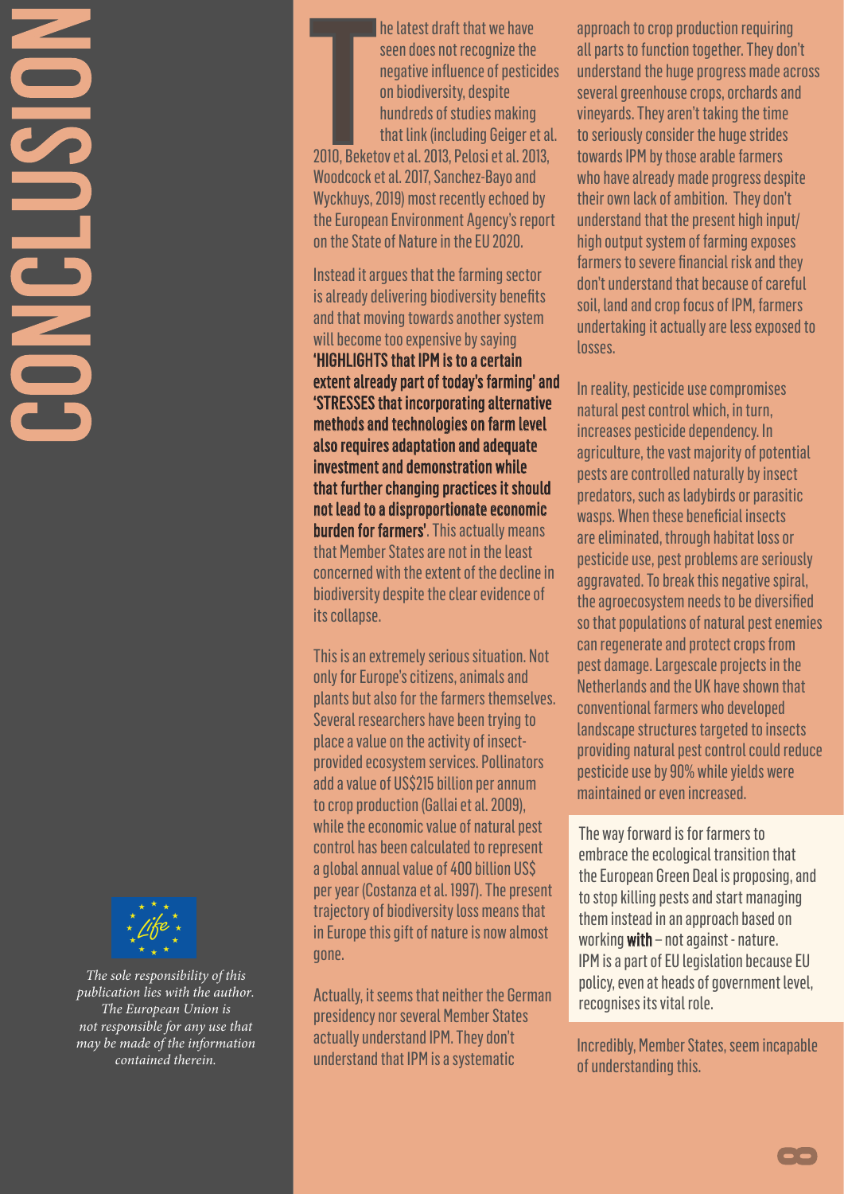# CONCLUSION

The latest draft that we have seen does not recognize the negative influence of pesticides on biodiversity, despite hundreds of studies making that link (including Geiger et al. 2010, Beketov et al. 2013, Pelosi et al. 2013, Woodcock et al. 2017, Sanchez-Bayo and Wyckhuys, 2019) most recently echoed by the European Environment Agency's report on the State of Nature in the EU 2020.

Instead it argues that the farming sector is already delivering biodiversity benefits and that moving towards another system will become too expensive by saying **'HIGHLIGHTS that IPM is to a certain extent already part of today's farming' and 'STRESSES that incorporating alternative methods and technologies on farm level also requires adaptation and adequate investment and demonstration while that further changing practices it should not lead to a disproportionate economic burden for farmers'**. This actually means that Member States are not in the least concerned with the extent of the decline in biodiversity despite the clear evidence of its collapse.

This is an extremely serious situation. Not only for Europe's citizens, animals and plants but also for the farmers themselves. Several researchers have been trying to place a value on the activity of insect-provided ecosystem services. Pollinators add a value of US$215 billion per annum to crop production (Gallai et al. 2009), while the economic value of natural pest control has been calculated to represent a global annual value of 400 billion US$ per year (Costanza et al. 1997). The present trajectory of biodiversity loss means that in Europe this gift of nature is now almost gone.

Actually, it seems that neither the German presidency nor several Member States actually understand IPM. They don't understand that IPM is a systematic approach to crop production requiring all parts to function together. They don't understand the huge progress made across several greenhouse crops, orchards and vineyards. They aren't taking the time to seriously consider the huge strides towards IPM by those arable farmers who have already made progress despite their own lack of ambition. They don't understand that the present high input/high output system of farming exposes farmers to severe financial risk and they don't understand that because of careful soil, land and crop focus of IPM, farmers undertaking it actually are less exposed to losses.

In reality, pesticide use compromises natural pest control which, in turn, increases pesticide dependency. In agriculture, the vast majority of potential pests are controlled naturally by insect predators, such as ladybirds or parasitic wasps. When these beneficial insects are eliminated, through habitat loss or pesticide use, pest problems are seriously aggravated. To break this negative spiral, the agroecosystem needs to be diversified so that populations of natural pest enemies can regenerate and protect crops from pest damage. Largescale projects in the Netherlands and the UK have shown that conventional farmers who developed landscape structures targeted to insects providing natural pest control could reduce pesticide use by 90% while yields were maintained or even increased.

The way forward is for farmers to embrace the ecological transition that the European Green Deal is proposing, and to stop killing pests and start managing them instead in an approach based on working **with** – not against - nature. IPM is a part of EU legislation because EU policy, even at heads of government level, recognises its vital role.

Incredibly, Member States, seem incapable of understanding this.

*The sole responsibility of this publication lies with the author. The European Union is not responsible for any use that may be made of the information contained therein.*